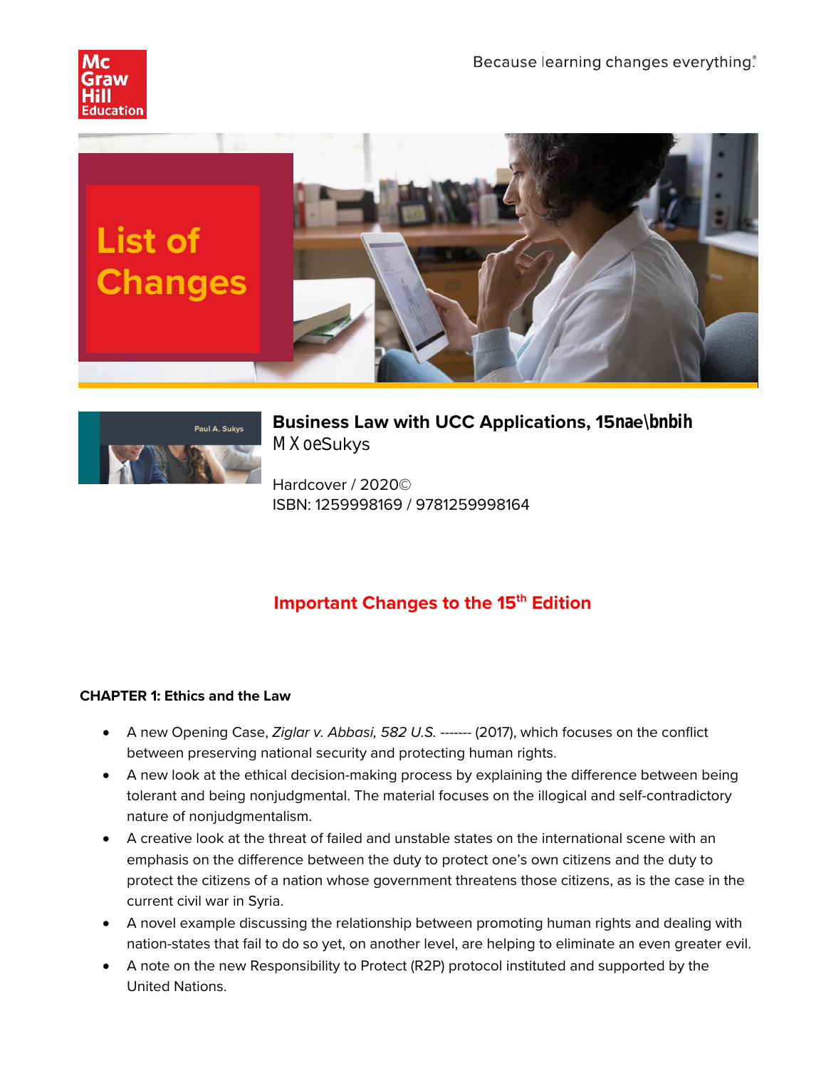Because learning changes everything.®

# List of Changes

**Business Law with UCC Applications, 15nae\bnbih**
M X oeSukys

Hardcover / 2020©
ISBN: 1259998169 / 9781259998164

## Important Changes to the 15th Edition

**CHAPTER 1: Ethics and the Law**

- A new Opening Case, *Ziglar v. Abbasi, 582 U.S.* ------- (2017), which focuses on the conflict between preserving national security and protecting human rights.
- A new look at the ethical decision-making process by explaining the difference between being tolerant and being nonjudgmental. The material focuses on the illogical and self-contradictory nature of nonjudgmentalism.
- A creative look at the threat of failed and unstable states on the international scene with an emphasis on the difference between the duty to protect one's own citizens and the duty to protect the citizens of a nation whose government threatens those citizens, as is the case in the current civil war in Syria.
- A novel example discussing the relationship between promoting human rights and dealing with nation-states that fail to do so yet, on another level, are helping to eliminate an even greater evil.
- A note on the new Responsibility to Protect (R2P) protocol instituted and supported by the United Nations.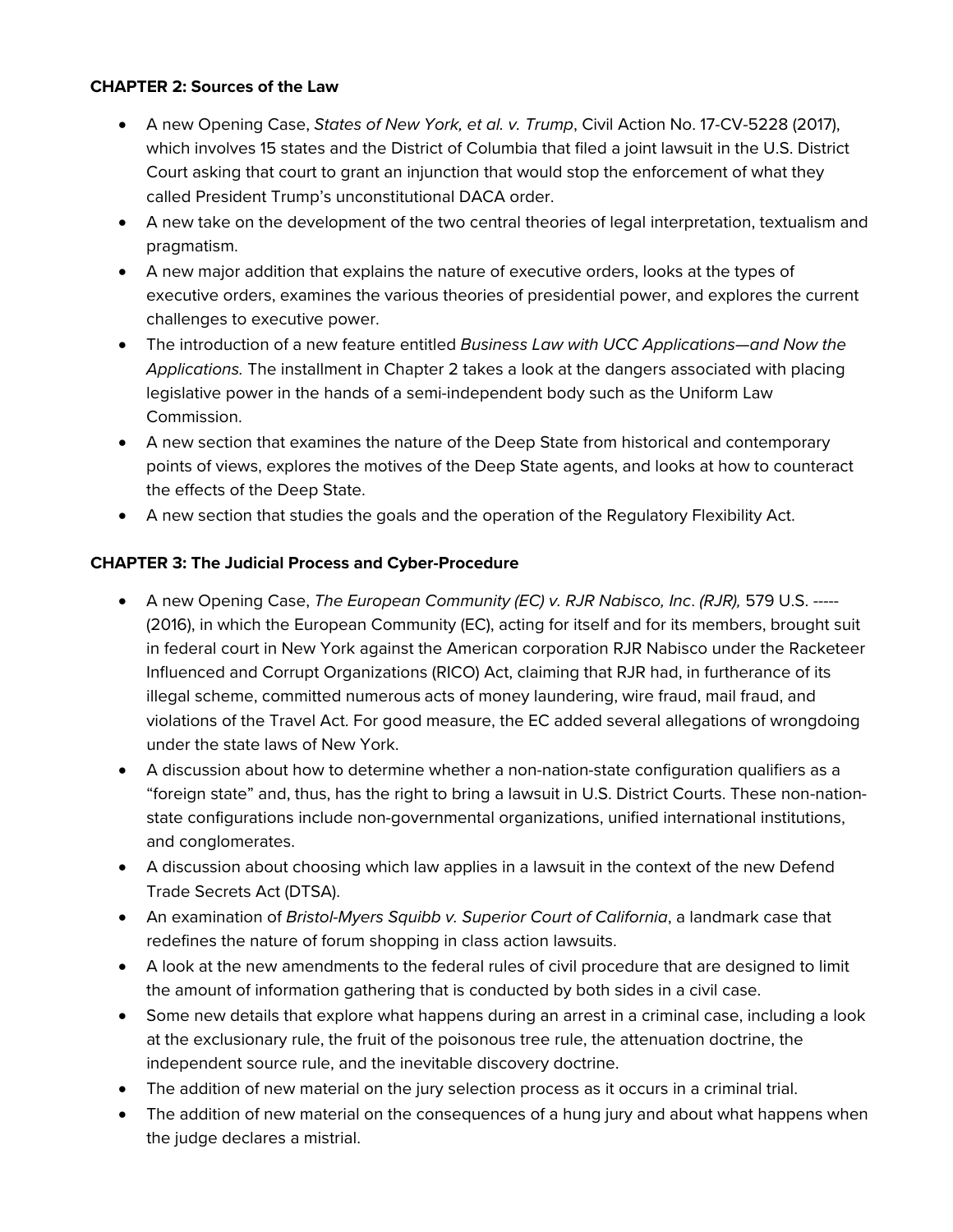**CHAPTER 2: Sources of the Law**

- A new Opening Case, *States of New York, et al. v. Trump*, Civil Action No. 17-CV-5228 (2017), which involves 15 states and the District of Columbia that filed a joint lawsuit in the U.S. District Court asking that court to grant an injunction that would stop the enforcement of what they called President Trump's unconstitutional DACA order.
- A new take on the development of the two central theories of legal interpretation, textualism and pragmatism.
- A new major addition that explains the nature of executive orders, looks at the types of executive orders, examines the various theories of presidential power, and explores the current challenges to executive power.
- The introduction of a new feature entitled *Business Law with UCC Applications—and Now the Applications.* The installment in Chapter 2 takes a look at the dangers associated with placing legislative power in the hands of a semi-independent body such as the Uniform Law Commission.
- A new section that examines the nature of the Deep State from historical and contemporary points of views, explores the motives of the Deep State agents, and looks at how to counteract the effects of the Deep State.
- A new section that studies the goals and the operation of the Regulatory Flexibility Act.

**CHAPTER 3: The Judicial Process and Cyber-Procedure**

- A new Opening Case, *The European Community (EC) v. RJR Nabisco, Inc. (RJR),* 579 U.S. ----- (2016), in which the European Community (EC), acting for itself and for its members, brought suit in federal court in New York against the American corporation RJR Nabisco under the Racketeer Influenced and Corrupt Organizations (RICO) Act, claiming that RJR had, in furtherance of its illegal scheme, committed numerous acts of money laundering, wire fraud, mail fraud, and violations of the Travel Act. For good measure, the EC added several allegations of wrongdoing under the state laws of New York.
- A discussion about how to determine whether a non-nation-state configuration qualifiers as a "foreign state" and, thus, has the right to bring a lawsuit in U.S. District Courts. These non-nation-state configurations include non-governmental organizations, unified international institutions, and conglomerates.
- A discussion about choosing which law applies in a lawsuit in the context of the new Defend Trade Secrets Act (DTSA).
- An examination of *Bristol-Myers Squibb v. Superior Court of California*, a landmark case that redefines the nature of forum shopping in class action lawsuits.
- A look at the new amendments to the federal rules of civil procedure that are designed to limit the amount of information gathering that is conducted by both sides in a civil case.
- Some new details that explore what happens during an arrest in a criminal case, including a look at the exclusionary rule, the fruit of the poisonous tree rule, the attenuation doctrine, the independent source rule, and the inevitable discovery doctrine.
- The addition of new material on the jury selection process as it occurs in a criminal trial.
- The addition of new material on the consequences of a hung jury and about what happens when the judge declares a mistrial.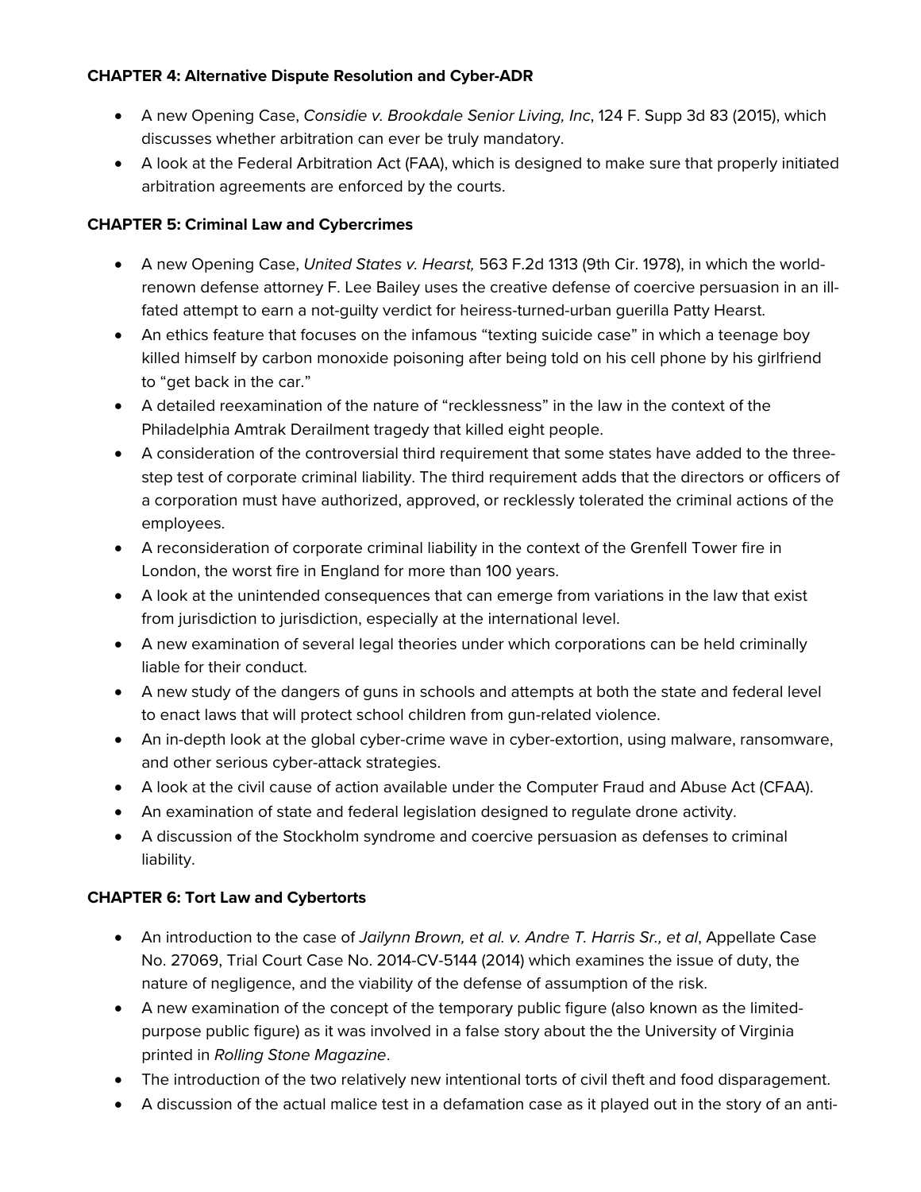**CHAPTER 4: Alternative Dispute Resolution and Cyber-ADR**

- A new Opening Case, *Considie v. Brookdale Senior Living, Inc*, 124 F. Supp 3d 83 (2015), which discusses whether arbitration can ever be truly mandatory.
- A look at the Federal Arbitration Act (FAA), which is designed to make sure that properly initiated arbitration agreements are enforced by the courts.

**CHAPTER 5: Criminal Law and Cybercrimes**

- A new Opening Case, *United States v. Hearst,* 563 F.2d 1313 (9th Cir. 1978), in which the world-renown defense attorney F. Lee Bailey uses the creative defense of coercive persuasion in an ill-fated attempt to earn a not-guilty verdict for heiress-turned-urban guerilla Patty Hearst.
- An ethics feature that focuses on the infamous "texting suicide case" in which a teenage boy killed himself by carbon monoxide poisoning after being told on his cell phone by his girlfriend to "get back in the car."
- A detailed reexamination of the nature of "recklessness" in the law in the context of the Philadelphia Amtrak Derailment tragedy that killed eight people.
- A consideration of the controversial third requirement that some states have added to the three-step test of corporate criminal liability. The third requirement adds that the directors or officers of a corporation must have authorized, approved, or recklessly tolerated the criminal actions of the employees.
- A reconsideration of corporate criminal liability in the context of the Grenfell Tower fire in London, the worst fire in England for more than 100 years.
- A look at the unintended consequences that can emerge from variations in the law that exist from jurisdiction to jurisdiction, especially at the international level.
- A new examination of several legal theories under which corporations can be held criminally liable for their conduct.
- A new study of the dangers of guns in schools and attempts at both the state and federal level to enact laws that will protect school children from gun-related violence.
- An in-depth look at the global cyber-crime wave in cyber-extortion, using malware, ransomware, and other serious cyber-attack strategies.
- A look at the civil cause of action available under the Computer Fraud and Abuse Act (CFAA).
- An examination of state and federal legislation designed to regulate drone activity.
- A discussion of the Stockholm syndrome and coercive persuasion as defenses to criminal liability.

**CHAPTER 6: Tort Law and Cybertorts**

- An introduction to the case of *Jailynn Brown, et al. v. Andre T. Harris Sr., et al*, Appellate Case No. 27069, Trial Court Case No. 2014-CV-5144 (2014) which examines the issue of duty, the nature of negligence, and the viability of the defense of assumption of the risk.
- A new examination of the concept of the temporary public figure (also known as the limited-purpose public figure) as it was involved in a false story about the the University of Virginia printed in *Rolling Stone Magazine*.
- The introduction of the two relatively new intentional torts of civil theft and food disparagement.
- A discussion of the actual malice test in a defamation case as it played out in the story of an anti-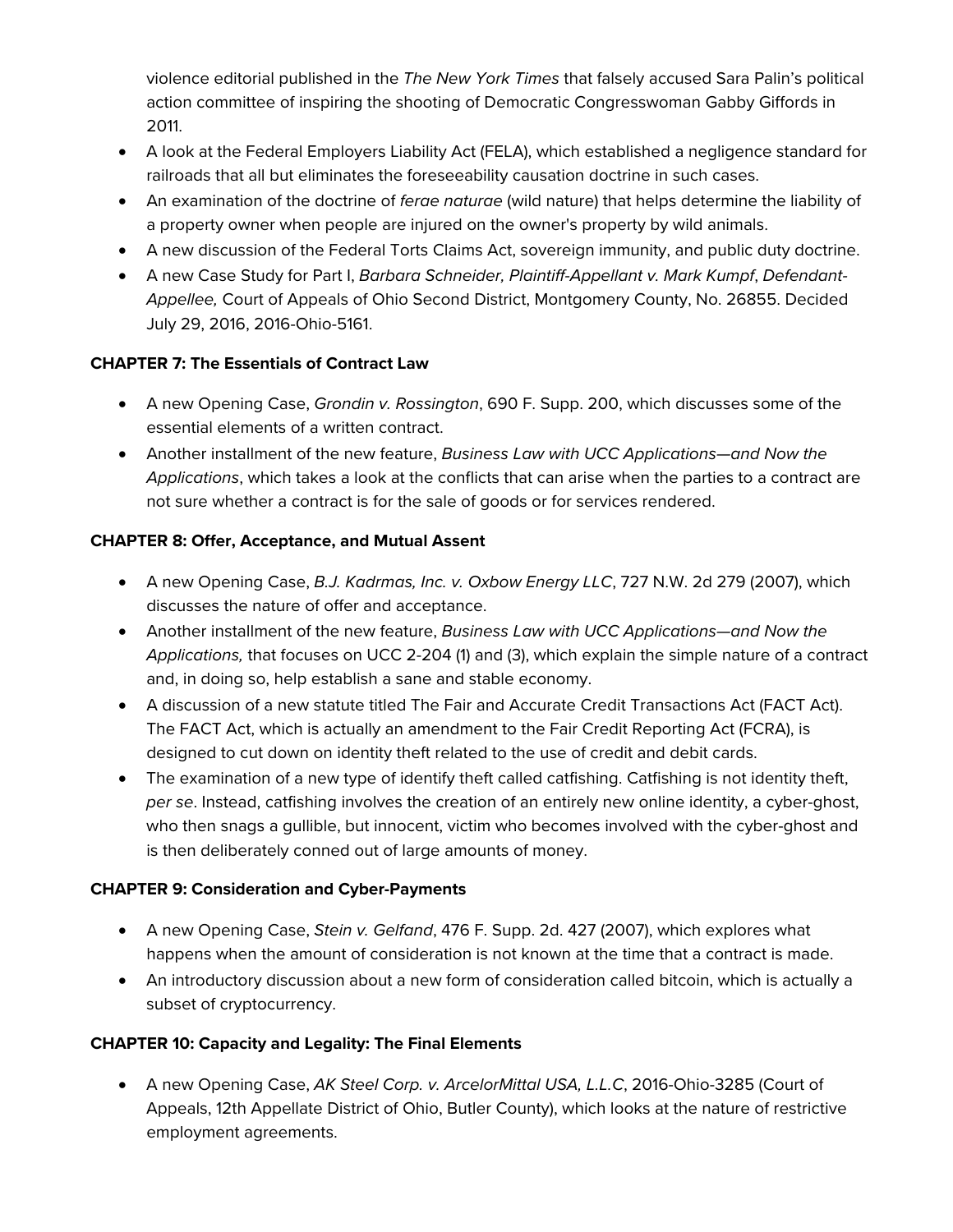violence editorial published in the *The New York Times* that falsely accused Sara Palin's political action committee of inspiring the shooting of Democratic Congresswoman Gabby Giffords in 2011.

- A look at the Federal Employers Liability Act (FELA), which established a negligence standard for railroads that all but eliminates the foreseeability causation doctrine in such cases.
- An examination of the doctrine of *ferae naturae* (wild nature) that helps determine the liability of a property owner when people are injured on the owner's property by wild animals.
- A new discussion of the Federal Torts Claims Act, sovereign immunity, and public duty doctrine.
- A new Case Study for Part I, *Barbara Schneider, Plaintiff-Appellant v. Mark Kumpf*, *Defendant-Appellee,* Court of Appeals of Ohio Second District, Montgomery County, No. 26855. Decided July 29, 2016, 2016-Ohio-5161.

**CHAPTER 7: The Essentials of Contract Law**

- A new Opening Case, *Grondin v. Rossington*, 690 F. Supp. 200, which discusses some of the essential elements of a written contract.
- Another installment of the new feature, *Business Law with UCC Applications—and Now the Applications*, which takes a look at the conflicts that can arise when the parties to a contract are not sure whether a contract is for the sale of goods or for services rendered.

**CHAPTER 8: Offer, Acceptance, and Mutual Assent**

- A new Opening Case, *B.J. Kadrmas, Inc. v. Oxbow Energy LLC*, 727 N.W. 2d 279 (2007), which discusses the nature of offer and acceptance.
- Another installment of the new feature, *Business Law with UCC Applications—and Now the Applications,* that focuses on UCC 2-204 (1) and (3), which explain the simple nature of a contract and, in doing so, help establish a sane and stable economy.
- A discussion of a new statute titled The Fair and Accurate Credit Transactions Act (FACT Act). The FACT Act, which is actually an amendment to the Fair Credit Reporting Act (FCRA), is designed to cut down on identity theft related to the use of credit and debit cards.
- The examination of a new type of identify theft called catfishing. Catfishing is not identity theft, *per se*. Instead, catfishing involves the creation of an entirely new online identity, a cyber-ghost, who then snags a gullible, but innocent, victim who becomes involved with the cyber-ghost and is then deliberately conned out of large amounts of money.

**CHAPTER 9: Consideration and Cyber-Payments**

- A new Opening Case, *Stein v. Gelfand*, 476 F. Supp. 2d. 427 (2007), which explores what happens when the amount of consideration is not known at the time that a contract is made.
- An introductory discussion about a new form of consideration called bitcoin, which is actually a subset of cryptocurrency.

**CHAPTER 10: Capacity and Legality: The Final Elements**

- A new Opening Case, *AK Steel Corp. v. ArcelorMittal USA, L.L.C*, 2016-Ohio-3285 (Court of Appeals, 12th Appellate District of Ohio, Butler County), which looks at the nature of restrictive employment agreements.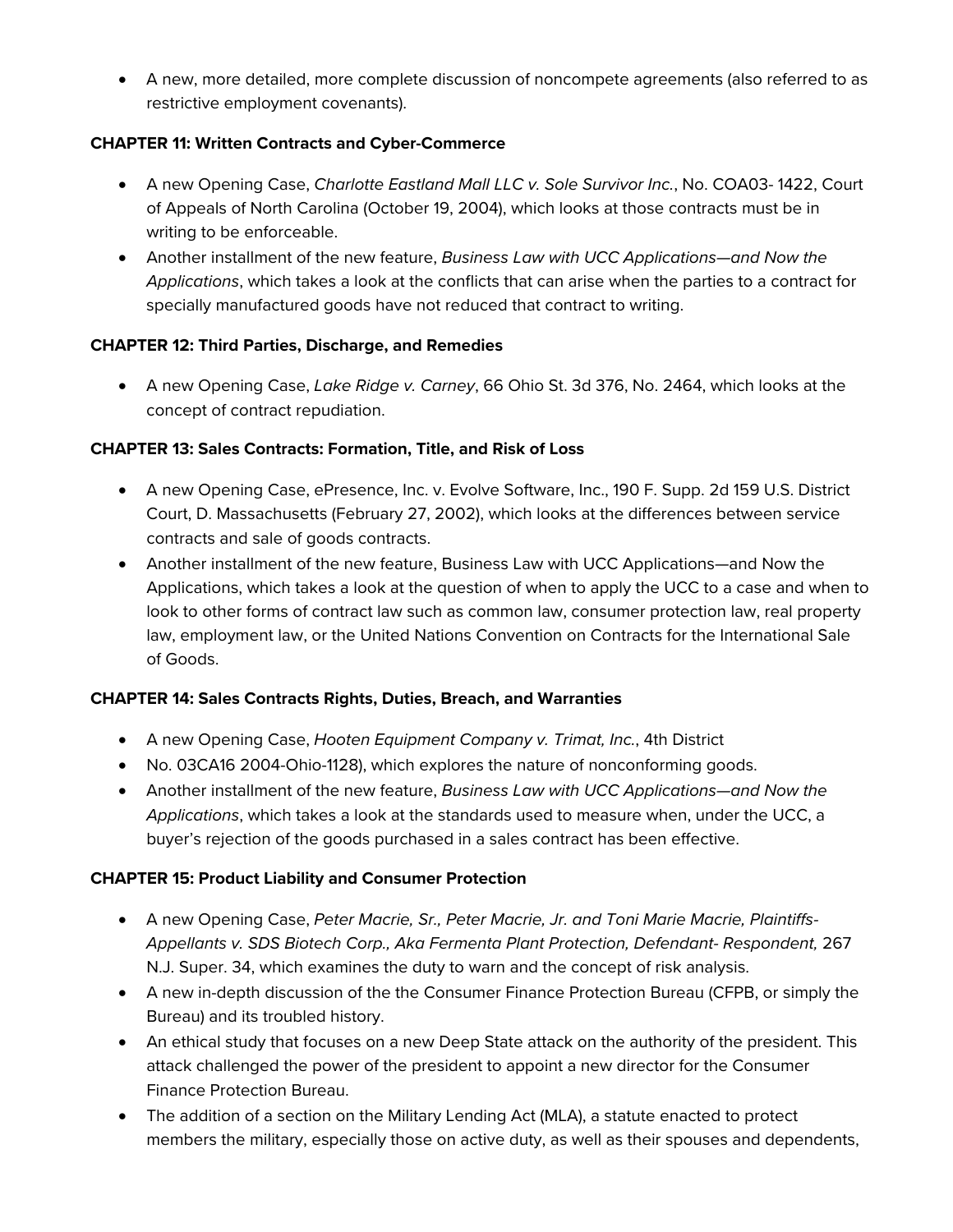- A new, more detailed, more complete discussion of noncompete agreements (also referred to as restrictive employment covenants).

**CHAPTER 11: Written Contracts and Cyber-Commerce**

- A new Opening Case, *Charlotte Eastland Mall LLC v. Sole Survivor Inc.*, No. COA03- 1422, Court of Appeals of North Carolina (October 19, 2004), which looks at those contracts must be in writing to be enforceable.
- Another installment of the new feature, *Business Law with UCC Applications—and Now the Applications*, which takes a look at the conflicts that can arise when the parties to a contract for specially manufactured goods have not reduced that contract to writing.

**CHAPTER 12: Third Parties, Discharge, and Remedies**

- A new Opening Case, *Lake Ridge v. Carney*, 66 Ohio St. 3d 376, No. 2464, which looks at the concept of contract repudiation.

**CHAPTER 13: Sales Contracts: Formation, Title, and Risk of Loss**

- A new Opening Case, ePresence, Inc. v. Evolve Software, Inc., 190 F. Supp. 2d 159 U.S. District Court, D. Massachusetts (February 27, 2002), which looks at the differences between service contracts and sale of goods contracts.
- Another installment of the new feature, Business Law with UCC Applications—and Now the Applications, which takes a look at the question of when to apply the UCC to a case and when to look to other forms of contract law such as common law, consumer protection law, real property law, employment law, or the United Nations Convention on Contracts for the International Sale of Goods.

**CHAPTER 14: Sales Contracts Rights, Duties, Breach, and Warranties**

- A new Opening Case, *Hooten Equipment Company v. Trimat, Inc.*, 4th District
- No. 03CA16 2004-Ohio-1128), which explores the nature of nonconforming goods.
- Another installment of the new feature, *Business Law with UCC Applications—and Now the Applications*, which takes a look at the standards used to measure when, under the UCC, a buyer's rejection of the goods purchased in a sales contract has been effective.

**CHAPTER 15: Product Liability and Consumer Protection**

- A new Opening Case, *Peter Macrie, Sr., Peter Macrie, Jr. and Toni Marie Macrie, Plaintiffs-Appellants v. SDS Biotech Corp., Aka Fermenta Plant Protection, Defendant- Respondent,* 267 N.J. Super. 34, which examines the duty to warn and the concept of risk analysis.
- A new in-depth discussion of the the Consumer Finance Protection Bureau (CFPB, or simply the Bureau) and its troubled history.
- An ethical study that focuses on a new Deep State attack on the authority of the president. This attack challenged the power of the president to appoint a new director for the Consumer Finance Protection Bureau.
- The addition of a section on the Military Lending Act (MLA), a statute enacted to protect members the military, especially those on active duty, as well as their spouses and dependents,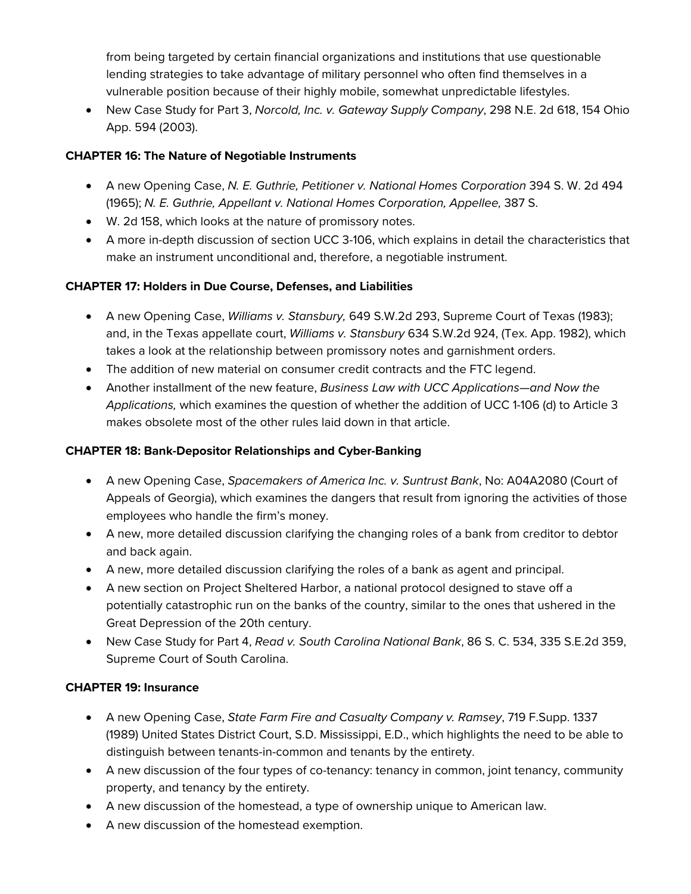from being targeted by certain financial organizations and institutions that use questionable lending strategies to take advantage of military personnel who often find themselves in a vulnerable position because of their highly mobile, somewhat unpredictable lifestyles.

- New Case Study for Part 3, *Norcold, Inc. v. Gateway Supply Company*, 298 N.E. 2d 618, 154 Ohio App. 594 (2003).

**CHAPTER 16: The Nature of Negotiable Instruments**

- A new Opening Case, *N. E. Guthrie, Petitioner v. National Homes Corporation* 394 S. W. 2d 494 (1965); *N. E. Guthrie, Appellant v. National Homes Corporation, Appellee,* 387 S.
- W. 2d 158, which looks at the nature of promissory notes.
- A more in-depth discussion of section UCC 3-106, which explains in detail the characteristics that make an instrument unconditional and, therefore, a negotiable instrument.

**CHAPTER 17: Holders in Due Course, Defenses, and Liabilities**

- A new Opening Case, *Williams v. Stansbury,* 649 S.W.2d 293, Supreme Court of Texas (1983); and, in the Texas appellate court, *Williams v. Stansbury* 634 S.W.2d 924, (Tex. App. 1982), which takes a look at the relationship between promissory notes and garnishment orders.
- The addition of new material on consumer credit contracts and the FTC legend.
- Another installment of the new feature, *Business Law with UCC Applications—and Now the Applications,* which examines the question of whether the addition of UCC 1-106 (d) to Article 3 makes obsolete most of the other rules laid down in that article.

**CHAPTER 18: Bank-Depositor Relationships and Cyber-Banking**

- A new Opening Case, *Spacemakers of America Inc. v. Suntrust Bank*, No: A04A2080 (Court of Appeals of Georgia), which examines the dangers that result from ignoring the activities of those employees who handle the firm's money.
- A new, more detailed discussion clarifying the changing roles of a bank from creditor to debtor and back again.
- A new, more detailed discussion clarifying the roles of a bank as agent and principal.
- A new section on Project Sheltered Harbor, a national protocol designed to stave off a potentially catastrophic run on the banks of the country, similar to the ones that ushered in the Great Depression of the 20th century.
- New Case Study for Part 4, *Read v. South Carolina National Bank*, 86 S. C. 534, 335 S.E.2d 359, Supreme Court of South Carolina.

**CHAPTER 19: Insurance**

- A new Opening Case, *State Farm Fire and Casualty Company v. Ramsey*, 719 F.Supp. 1337 (1989) United States District Court, S.D. Mississippi, E.D., which highlights the need to be able to distinguish between tenants-in-common and tenants by the entirety.
- A new discussion of the four types of co-tenancy: tenancy in common, joint tenancy, community property, and tenancy by the entirety.
- A new discussion of the homestead, a type of ownership unique to American law.
- A new discussion of the homestead exemption.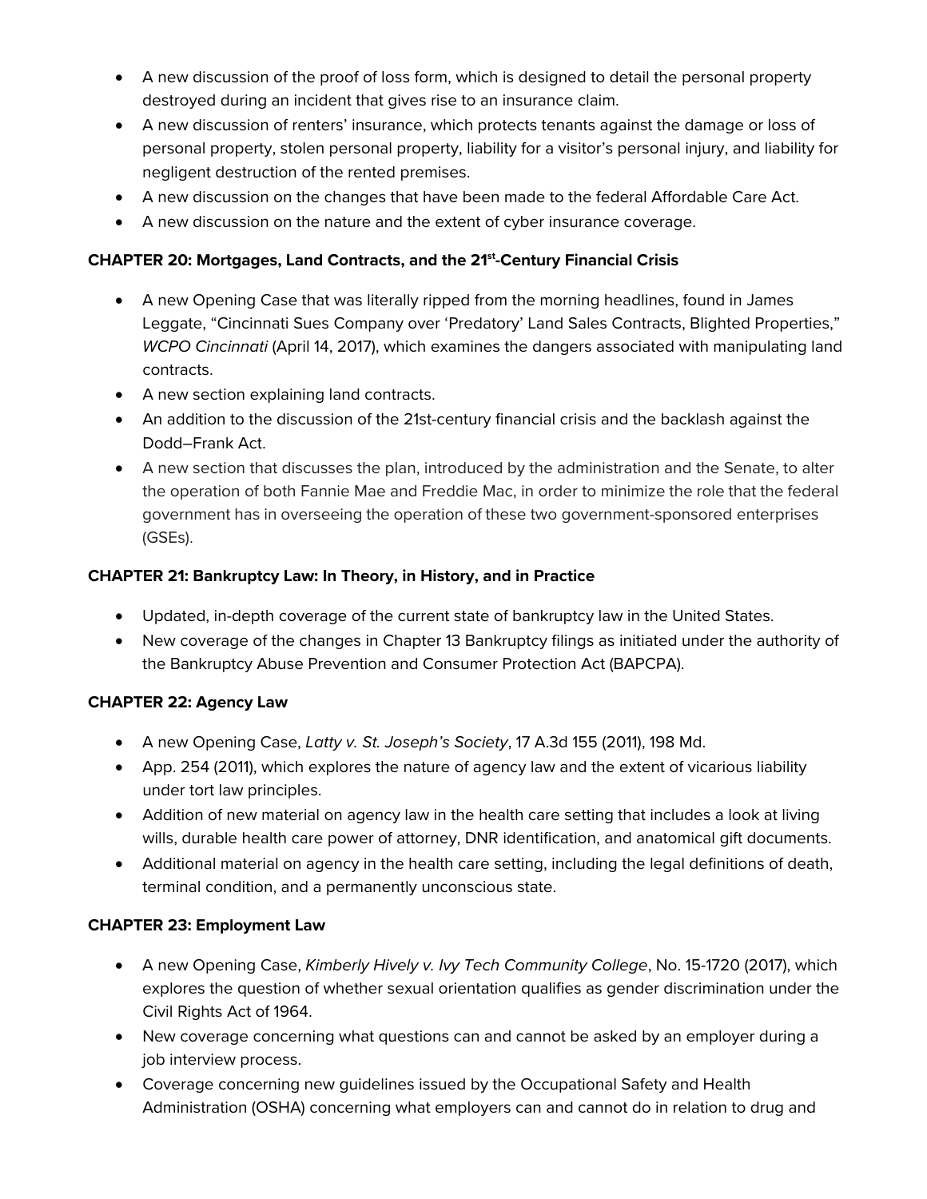- A new discussion of the proof of loss form, which is designed to detail the personal property destroyed during an incident that gives rise to an insurance claim.
- A new discussion of renters' insurance, which protects tenants against the damage or loss of personal property, stolen personal property, liability for a visitor's personal injury, and liability for negligent destruction of the rented premises.
- A new discussion on the changes that have been made to the federal Affordable Care Act.
- A new discussion on the nature and the extent of cyber insurance coverage.

**CHAPTER 20: Mortgages, Land Contracts, and the 21st-Century Financial Crisis**

- A new Opening Case that was literally ripped from the morning headlines, found in James Leggate, "Cincinnati Sues Company over 'Predatory' Land Sales Contracts, Blighted Properties," *WCPO Cincinnati* (April 14, 2017), which examines the dangers associated with manipulating land contracts.
- A new section explaining land contracts.
- An addition to the discussion of the 21st-century financial crisis and the backlash against the Dodd–Frank Act.
- A new section that discusses the plan, introduced by the administration and the Senate, to alter the operation of both Fannie Mae and Freddie Mac, in order to minimize the role that the federal government has in overseeing the operation of these two government-sponsored enterprises (GSEs).

**CHAPTER 21: Bankruptcy Law: In Theory, in History, and in Practice**

- Updated, in-depth coverage of the current state of bankruptcy law in the United States.
- New coverage of the changes in Chapter 13 Bankruptcy filings as initiated under the authority of the Bankruptcy Abuse Prevention and Consumer Protection Act (BAPCPA).

**CHAPTER 22: Agency Law**

- A new Opening Case, *Latty v. St. Joseph's Society*, 17 A.3d 155 (2011), 198 Md.
- App. 254 (2011), which explores the nature of agency law and the extent of vicarious liability under tort law principles.
- Addition of new material on agency law in the health care setting that includes a look at living wills, durable health care power of attorney, DNR identification, and anatomical gift documents.
- Additional material on agency in the health care setting, including the legal definitions of death, terminal condition, and a permanently unconscious state.

**CHAPTER 23: Employment Law**

- A new Opening Case, *Kimberly Hively v. Ivy Tech Community College*, No. 15-1720 (2017), which explores the question of whether sexual orientation qualifies as gender discrimination under the Civil Rights Act of 1964.
- New coverage concerning what questions can and cannot be asked by an employer during a job interview process.
- Coverage concerning new guidelines issued by the Occupational Safety and Health Administration (OSHA) concerning what employers can and cannot do in relation to drug and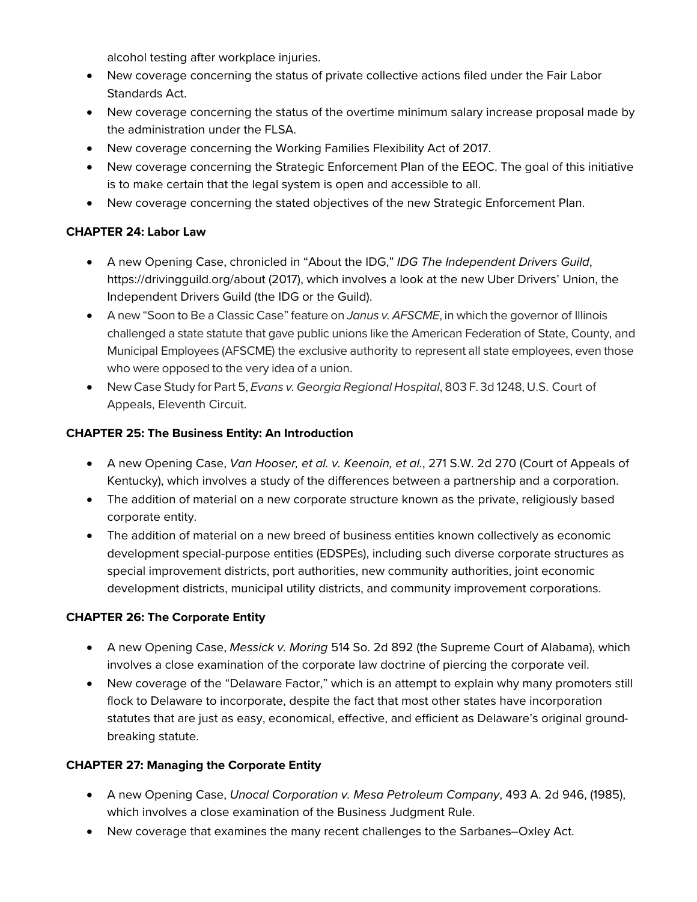alcohol testing after workplace injuries.

- New coverage concerning the status of private collective actions filed under the Fair Labor Standards Act.
- New coverage concerning the status of the overtime minimum salary increase proposal made by the administration under the FLSA.
- New coverage concerning the Working Families Flexibility Act of 2017.
- New coverage concerning the Strategic Enforcement Plan of the EEOC. The goal of this initiative is to make certain that the legal system is open and accessible to all.
- New coverage concerning the stated objectives of the new Strategic Enforcement Plan.

**CHAPTER 24: Labor Law**

- A new Opening Case, chronicled in "About the IDG," *IDG The Independent Drivers Guild*, https://drivingguild.org/about (2017), which involves a look at the new Uber Drivers' Union, the Independent Drivers Guild (the IDG or the Guild).
- A new "Soon to Be a Classic Case" feature on *Janus v. AFSCME*, in which the governor of Illinois challenged a state statute that gave public unions like the American Federation of State, County, and Municipal Employees (AFSCME) the exclusive authority to represent all state employees, even those who were opposed to the very idea of a union.
- New Case Study for Part 5, *Evans v. Georgia Regional Hospital*, 803 F. 3d 1248, U.S. Court of Appeals, Eleventh Circuit.

**CHAPTER 25: The Business Entity: An Introduction**

- A new Opening Case, *Van Hooser, et al. v. Keenoin, et al.*, 271 S.W. 2d 270 (Court of Appeals of Kentucky), which involves a study of the differences between a partnership and a corporation.
- The addition of material on a new corporate structure known as the private, religiously based corporate entity.
- The addition of material on a new breed of business entities known collectively as economic development special-purpose entities (EDSPEs), including such diverse corporate structures as special improvement districts, port authorities, new community authorities, joint economic development districts, municipal utility districts, and community improvement corporations.

**CHAPTER 26: The Corporate Entity**

- A new Opening Case, *Messick v. Moring* 514 So. 2d 892 (the Supreme Court of Alabama), which involves a close examination of the corporate law doctrine of piercing the corporate veil.
- New coverage of the "Delaware Factor," which is an attempt to explain why many promoters still flock to Delaware to incorporate, despite the fact that most other states have incorporation statutes that are just as easy, economical, effective, and efficient as Delaware's original ground-breaking statute.

**CHAPTER 27: Managing the Corporate Entity**

- A new Opening Case, *Unocal Corporation v. Mesa Petroleum Company*, 493 A. 2d 946, (1985), which involves a close examination of the Business Judgment Rule.
- New coverage that examines the many recent challenges to the Sarbanes–Oxley Act.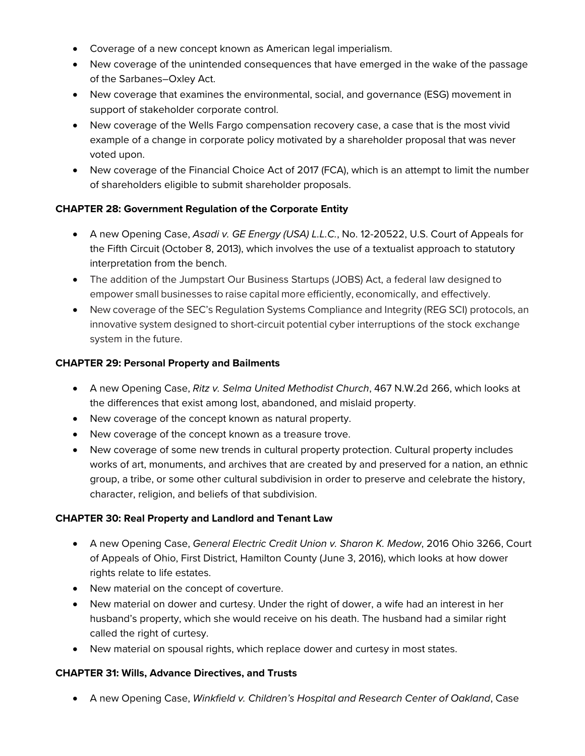- Coverage of a new concept known as American legal imperialism.
- New coverage of the unintended consequences that have emerged in the wake of the passage of the Sarbanes–Oxley Act.
- New coverage that examines the environmental, social, and governance (ESG) movement in support of stakeholder corporate control.
- New coverage of the Wells Fargo compensation recovery case, a case that is the most vivid example of a change in corporate policy motivated by a shareholder proposal that was never voted upon.
- New coverage of the Financial Choice Act of 2017 (FCA), which is an attempt to limit the number of shareholders eligible to submit shareholder proposals.

**CHAPTER 28: Government Regulation of the Corporate Entity**

- A new Opening Case, *Asadi v. GE Energy (USA) L.L.C.*, No. 12-20522, U.S. Court of Appeals for the Fifth Circuit (October 8, 2013), which involves the use of a textualist approach to statutory interpretation from the bench.
- The addition of the Jumpstart Our Business Startups (JOBS) Act, a federal law designed to empower small businesses to raise capital more efficiently, economically, and effectively.
- New coverage of the SEC's Regulation Systems Compliance and Integrity (REG SCI) protocols, an innovative system designed to short-circuit potential cyber interruptions of the stock exchange system in the future.

**CHAPTER 29: Personal Property and Bailments**

- A new Opening Case, *Ritz v. Selma United Methodist Church*, 467 N.W.2d 266, which looks at the differences that exist among lost, abandoned, and mislaid property.
- New coverage of the concept known as natural property.
- New coverage of the concept known as a treasure trove.
- New coverage of some new trends in cultural property protection. Cultural property includes works of art, monuments, and archives that are created by and preserved for a nation, an ethnic group, a tribe, or some other cultural subdivision in order to preserve and celebrate the history, character, religion, and beliefs of that subdivision.

**CHAPTER 30: Real Property and Landlord and Tenant Law**

- A new Opening Case, *General Electric Credit Union v. Sharon K. Medow*, 2016 Ohio 3266, Court of Appeals of Ohio, First District, Hamilton County (June 3, 2016), which looks at how dower rights relate to life estates.
- New material on the concept of coverture.
- New material on dower and curtesy. Under the right of dower, a wife had an interest in her husband's property, which she would receive on his death. The husband had a similar right called the right of curtesy.
- New material on spousal rights, which replace dower and curtesy in most states.

**CHAPTER 31: Wills, Advance Directives, and Trusts**

- A new Opening Case, *Winkfield v. Children's Hospital and Research Center of Oakland*, Case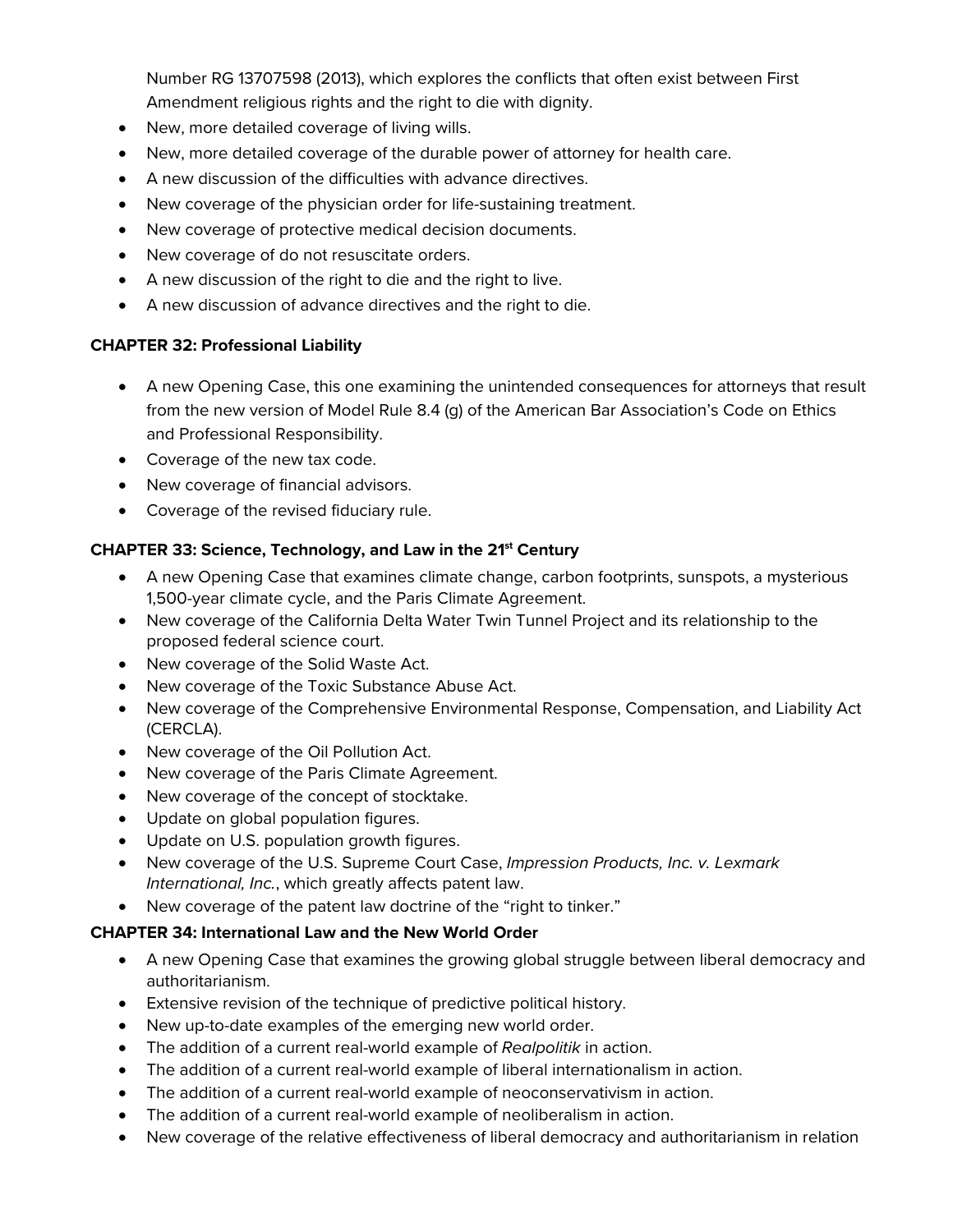Number RG 13707598 (2013), which explores the conflicts that often exist between First Amendment religious rights and the right to die with dignity.

- New, more detailed coverage of living wills.
- New, more detailed coverage of the durable power of attorney for health care.
- A new discussion of the difficulties with advance directives.
- New coverage of the physician order for life-sustaining treatment.
- New coverage of protective medical decision documents.
- New coverage of do not resuscitate orders.
- A new discussion of the right to die and the right to live.
- A new discussion of advance directives and the right to die.

**CHAPTER 32: Professional Liability**

- A new Opening Case, this one examining the unintended consequences for attorneys that result from the new version of Model Rule 8.4 (g) of the American Bar Association's Code on Ethics and Professional Responsibility.
- Coverage of the new tax code.
- New coverage of financial advisors.
- Coverage of the revised fiduciary rule.

**CHAPTER 33: Science, Technology, and Law in the 21st Century**

- A new Opening Case that examines climate change, carbon footprints, sunspots, a mysterious 1,500-year climate cycle, and the Paris Climate Agreement.
- New coverage of the California Delta Water Twin Tunnel Project and its relationship to the proposed federal science court.
- New coverage of the Solid Waste Act.
- New coverage of the Toxic Substance Abuse Act.
- New coverage of the Comprehensive Environmental Response, Compensation, and Liability Act (CERCLA).
- New coverage of the Oil Pollution Act.
- New coverage of the Paris Climate Agreement.
- New coverage of the concept of stocktake.
- Update on global population figures.
- Update on U.S. population growth figures.
- New coverage of the U.S. Supreme Court Case, *Impression Products, Inc. v. Lexmark International, Inc.*, which greatly affects patent law.
- New coverage of the patent law doctrine of the "right to tinker."

**CHAPTER 34: International Law and the New World Order**

- A new Opening Case that examines the growing global struggle between liberal democracy and authoritarianism.
- Extensive revision of the technique of predictive political history.
- New up-to-date examples of the emerging new world order.
- The addition of a current real-world example of *Realpolitik* in action.
- The addition of a current real-world example of liberal internationalism in action.
- The addition of a current real-world example of neoconservativism in action.
- The addition of a current real-world example of neoliberalism in action.
- New coverage of the relative effectiveness of liberal democracy and authoritarianism in relation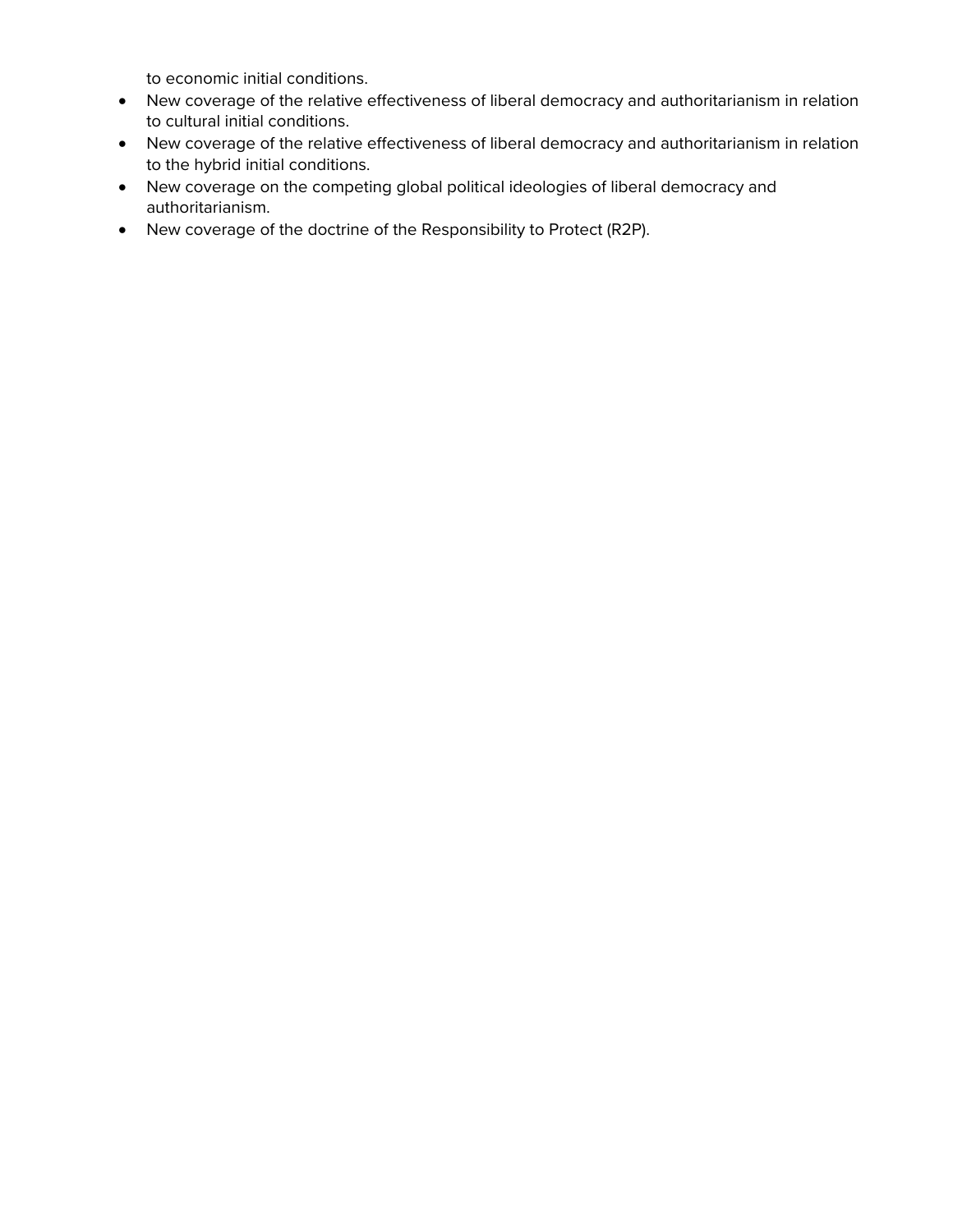to economic initial conditions.

- New coverage of the relative effectiveness of liberal democracy and authoritarianism in relation to cultural initial conditions.
- New coverage of the relative effectiveness of liberal democracy and authoritarianism in relation to the hybrid initial conditions.
- New coverage on the competing global political ideologies of liberal democracy and authoritarianism.
- New coverage of the doctrine of the Responsibility to Protect (R2P).